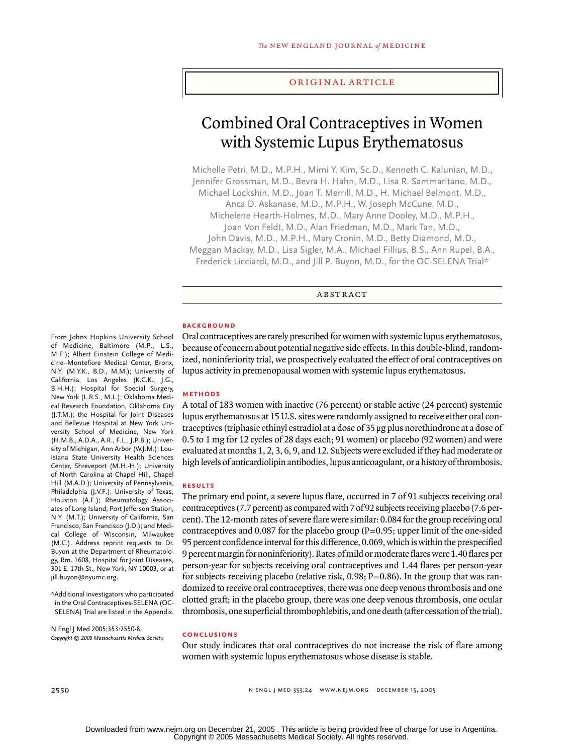ORIGINAL ARTICLE

# Combined Oral Contraceptives in Women with Systemic Lupus Erythematosus

Michelle Petri, M.D., M.P.H., Mimi Y. Kim, Sc.D., Kenneth C. Kalunian, M.D., Jennifer Grossman, M.D., Bevra H. Hahn, M.D., Lisa R. Sammaritano, M.D., Michael Lockshin, M.D., Joan T. Merrill, M.D., H. Michael Belmont, M.D., Anca D. Askanase, M.D., M.P.H., W. Joseph McCune, M.D., Michelene Hearth-Holmes, M.D., Mary Anne Dooley, M.D., M.P.H., Joan Von Feldt, M.D., Alan Friedman, M.D., Mark Tan, M.D., John Davis, M.D., M.P.H., Mary Cronin, M.D., Betty Diamond, M.D., Meggan Mackay, M.D., Lisa Sigler, M.A., Michael Fillius, B.S., Ann Rupel, B.A., Frederick Licciardi, M.D., and Jill P. Buyon, M.D., for the OC-SELENA Trial*

## ABSTRACT

### BACKGROUND

Oral contraceptives are rarely prescribed for women with systemic lupus erythematosus, because of concern about potential negative side effects. In this double-blind, randomized, noninferiority trial, we prospectively evaluated the effect of oral contraceptives on lupus activity in premenopausal women with systemic lupus erythematosus.

### METHODS

A total of 183 women with inactive (76 percent) or stable active (24 percent) systemic lupus erythematosus at 15 U.S. sites were randomly assigned to receive either oral contraceptives (triphasic ethinyl estradiol at a dose of 35 μg plus norethindrone at a dose of 0.5 to 1 mg for 12 cycles of 28 days each; 91 women) or placebo (92 women) and were evaluated at months 1, 2, 3, 6, 9, and 12. Subjects were excluded if they had moderate or high levels of anticardiolipin antibodies, lupus anticoagulant, or a history of thrombosis.

### RESULTS

The primary end point, a severe lupus flare, occurred in 7 of 91 subjects receiving oral contraceptives (7.7 percent) as compared with 7 of 92 subjects receiving placebo (7.6 percent). The 12-month rates of severe flare were similar: 0.084 for the group receiving oral contraceptives and 0.087 for the placebo group ($P=0.95$; upper limit of the one-sided 95 percent confidence interval for this difference, 0.069, which is within the prespecified 9 percent margin for noninferiority). Rates of mild or moderate flares were 1.40 flares per person-year for subjects receiving oral contraceptives and 1.44 flares per person-year for subjects receiving placebo (relative risk, 0.98; $P=0.86$). In the group that was randomized to receive oral contraceptives, there was one deep venous thrombosis and one clotted graft; in the placebo group, there was one deep venous thrombosis, one ocular thrombosis, one superficial thrombophlebitis, and one death (after cessation of the trial).

### CONCLUSIONS

Our study indicates that oral contraceptives do not increase the risk of flare among women with systemic lupus erythematosus whose disease is stable.

From Johns Hopkins University School of Medicine, Baltimore (M.P., L.S., M.F.); Albert Einstein College of Medicine–Montefiore Medical Center, Bronx, N.Y. (M.Y.K., B.D., M.M.); University of California, Los Angeles (K.C.K., J.G., B.H.H.); Hospital for Special Surgery, New York (L.R.S., M.L.); Oklahoma Medical Research Foundation, Oklahoma City (J.T.M.); the Hospital for Joint Diseases and Bellevue Hospital at New York University School of Medicine, New York (H.M.B., A.D.A., A.R., F.L., J.P.B.); University of Michigan, Ann Arbor (W.J.M.); Louisiana State University Health Sciences Center, Shreveport (M.H.-H.); University of North Carolina at Chapel Hill, Chapel Hill (M.A.D.); University of Pennsylvania, Philadelphia (J.V.F.); University of Texas, Houston (A.F.); Rheumatology Associates of Long Island, Port Jefferson Station, N.Y. (M.T.); University of California, San Francisco, San Francisco (J.D.); and Medical College of Wisconsin, Milwaukee (M.C.). Address reprint requests to Dr. Buyon at the Department of Rheumatology, Rm. 1608, Hospital for Joint Diseases, 301 E. 17th St., New York, NY 10003, or at jill.buyon@nyumc.org.

*Additional investigators who participated in the Oral Contraceptives-SELENA (OC-SELENA) Trial are listed in the Appendix.

N Engl J Med 2005;353:2550-8.
*Copyright © 2005 Massachusetts Medical Society.*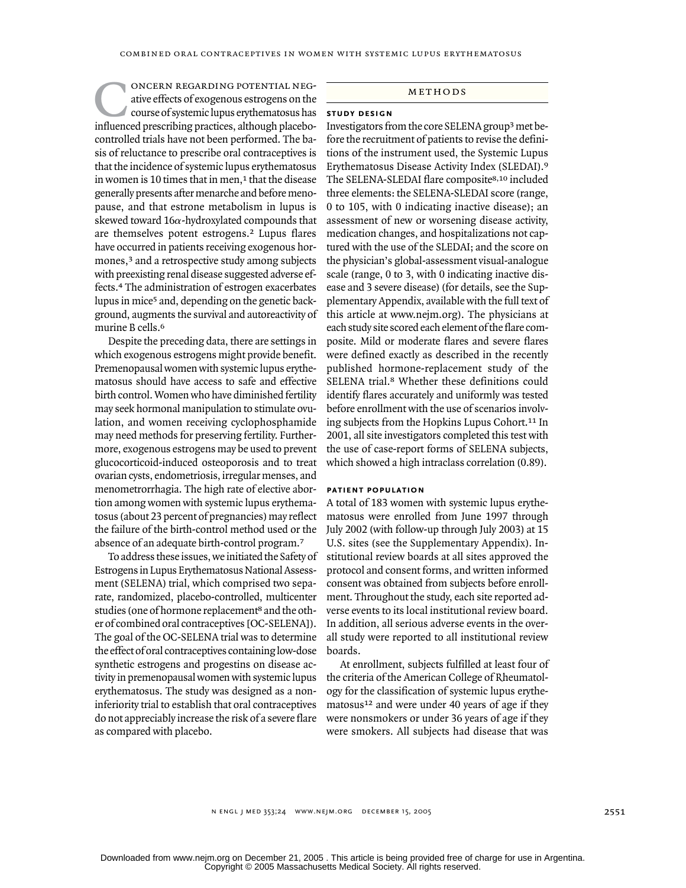Concern regarding potential negative effects of exogenous estrogens on the course of systemic lupus erythematosus has influenced prescribing practices, although placebo-controlled trials have not been performed. The basis of reluctance to prescribe oral contraceptives is that the incidence of systemic lupus erythematosus in women is 10 times that in men,[1] that the disease generally presents after menarche and before menopause, and that estrone metabolism in lupus is skewed toward $16\alpha$-hydroxylated compounds that are themselves potent estrogens.[2] Lupus flares have occurred in patients receiving exogenous hormones,[3] and a retrospective study among subjects with preexisting renal disease suggested adverse effects.[4] The administration of estrogen exacerbates lupus in mice[5] and, depending on the genetic background, augments the survival and autoreactivity of murine B cells.[6]

Despite the preceding data, there are settings in which exogenous estrogens might provide benefit. Premenopausal women with systemic lupus erythematosus should have access to safe and effective birth control. Women who have diminished fertility may seek hormonal manipulation to stimulate ovulation, and women receiving cyclophosphamide may need methods for preserving fertility. Furthermore, exogenous estrogens may be used to prevent glucocorticoid-induced osteoporosis and to treat ovarian cysts, endometriosis, irregular menses, and menometrorrhagia. The high rate of elective abortion among women with systemic lupus erythematosus (about 23 percent of pregnancies) may reflect the failure of the birth-control method used or the absence of an adequate birth-control program.[7]

To address these issues, we initiated the Safety of Estrogens in Lupus Erythematosus National Assessment (SELENA) trial, which comprised two separate, randomized, placebo-controlled, multicenter studies (one of hormone replacement[8] and the other of combined oral contraceptives [OC-SELENA]). The goal of the OC-SELENA trial was to determine the effect of oral contraceptives containing low-dose synthetic estrogens and progestins on disease activity in premenopausal women with systemic lupus erythematosus. The study was designed as a noninferiority trial to establish that oral contraceptives do not appreciably increase the risk of a severe flare as compared with placebo.

## Methods

### Study Design

Investigators from the core SELENA group[3] met before the recruitment of patients to revise the definitions of the instrument used, the Systemic Lupus Erythematosus Disease Activity Index (SLEDAI).[9] The SELENA-SLEDAI flare composite[8,10] included three elements: the SELENA-SLEDAI score (range, 0 to 105, with 0 indicating inactive disease); an assessment of new or worsening disease activity, medication changes, and hospitalizations not captured with the use of the SLEDAI; and the score on the physician's global-assessment visual-analogue scale (range, 0 to 3, with 0 indicating inactive disease and 3 severe disease) (for details, see the Supplementary Appendix, available with the full text of this article at www.nejm.org). The physicians at each study site scored each element of the flare composite. Mild or moderate flares and severe flares were defined exactly as described in the recently published hormone-replacement study of the SELENA trial.[8] Whether these definitions could identify flares accurately and uniformly was tested before enrollment with the use of scenarios involving subjects from the Hopkins Lupus Cohort.[11] In 2001, all site investigators completed this test with the use of case-report forms of SELENA subjects, which showed a high intraclass correlation (0.89).

### Patient Population

A total of 183 women with systemic lupus erythematosus were enrolled from June 1997 through July 2002 (with follow-up through July 2003) at 15 U.S. sites (see the Supplementary Appendix). Institutional review boards at all sites approved the protocol and consent forms, and written informed consent was obtained from subjects before enrollment. Throughout the study, each site reported adverse events to its local institutional review board. In addition, all serious adverse events in the overall study were reported to all institutional review boards.

At enrollment, subjects fulfilled at least four of the criteria of the American College of Rheumatology for the classification of systemic lupus erythematosus[12] and were under 40 years of age if they were nonsmokers or under 36 years of age if they were smokers. All subjects had disease that was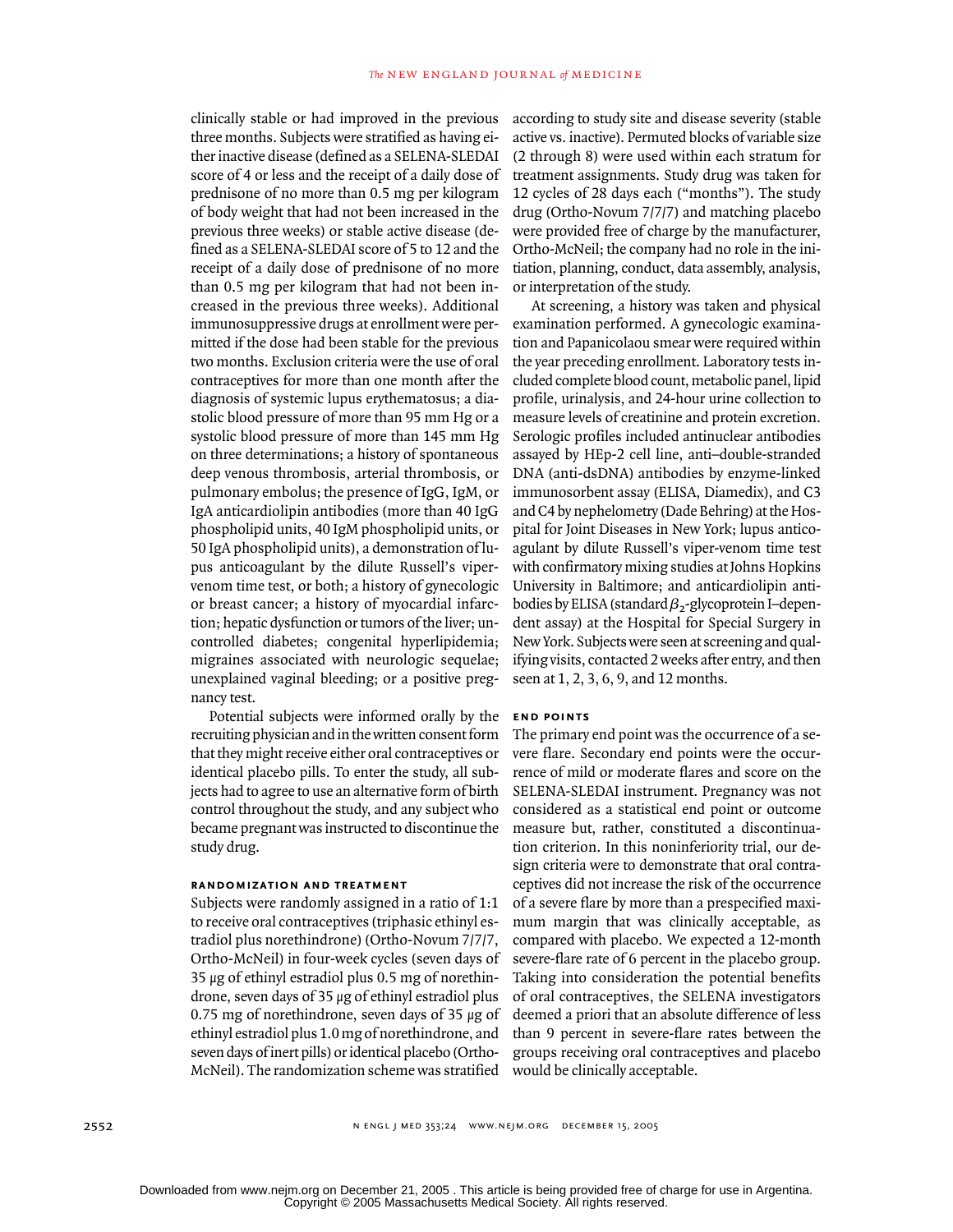clinically stable or had improved in the previous three months. Subjects were stratified as having either inactive disease (defined as a SELENA-SLEDAI score of 4 or less and the receipt of a daily dose of prednisone of no more than 0.5 mg per kilogram of body weight that had not been increased in the previous three weeks) or stable active disease (defined as a SELENA-SLEDAI score of 5 to 12 and the receipt of a daily dose of prednisone of no more than 0.5 mg per kilogram that had not been increased in the previous three weeks). Additional immunosuppressive drugs at enrollment were permitted if the dose had been stable for the previous two months. Exclusion criteria were the use of oral contraceptives for more than one month after the diagnosis of systemic lupus erythematosus; a diastolic blood pressure of more than 95 mm Hg or a systolic blood pressure of more than 145 mm Hg on three determinations; a history of spontaneous deep venous thrombosis, arterial thrombosis, or pulmonary embolus; the presence of IgG, IgM, or IgA anticardiolipin antibodies (more than 40 IgG phospholipid units, 40 IgM phospholipid units, or 50 IgA phospholipid units), a demonstration of lupus anticoagulant by the dilute Russell's viper-venom time test, or both; a history of gynecologic or breast cancer; a history of myocardial infarction; hepatic dysfunction or tumors of the liver; uncontrolled diabetes; congenital hyperlipidemia; migraines associated with neurologic sequelae; unexplained vaginal bleeding; or a positive pregnancy test.

Potential subjects were informed orally by the recruiting physician and in the written consent form that they might receive either oral contraceptives or identical placebo pills. To enter the study, all subjects had to agree to use an alternative form of birth control throughout the study, and any subject who became pregnant was instructed to discontinue the study drug.

### RANDOMIZATION AND TREATMENT

Subjects were randomly assigned in a ratio of 1:1 to receive oral contraceptives (triphasic ethinyl estradiol plus norethindrone) (Ortho-Novum 7/7/7, Ortho-McNeil) in four-week cycles (seven days of 35 μg of ethinyl estradiol plus 0.5 mg of norethindrone, seven days of 35 μg of ethinyl estradiol plus 0.75 mg of norethindrone, seven days of 35 μg of ethinyl estradiol plus 1.0 mg of norethindrone, and seven days of inert pills) or identical placebo (Ortho-McNeil). The randomization scheme was stratified according to study site and disease severity (stable active vs. inactive). Permuted blocks of variable size (2 through 8) were used within each stratum for treatment assignments. Study drug was taken for 12 cycles of 28 days each ("months"). The study drug (Ortho-Novum 7/7/7) and matching placebo were provided free of charge by the manufacturer, Ortho-McNeil; the company had no role in the initiation, planning, conduct, data assembly, analysis, or interpretation of the study.

At screening, a history was taken and physical examination performed. A gynecologic examination and Papanicolaou smear were required within the year preceding enrollment. Laboratory tests included complete blood count, metabolic panel, lipid profile, urinalysis, and 24-hour urine collection to measure levels of creatinine and protein excretion. Serologic profiles included antinuclear antibodies assayed by HEp-2 cell line, anti–double-stranded DNA (anti-dsDNA) antibodies by enzyme-linked immunosorbent assay (ELISA, Diamedix), and C3 and C4 by nephelometry (Dade Behring) at the Hospital for Joint Diseases in New York; lupus anticoagulant by dilute Russell's viper-venom time test with confirmatory mixing studies at Johns Hopkins University in Baltimore; and anticardiolipin antibodies by ELISA (standard $\beta_2$-glycoprotein I–dependent assay) at the Hospital for Special Surgery in New York. Subjects were seen at screening and qualifying visits, contacted 2 weeks after entry, and then seen at 1, 2, 3, 6, 9, and 12 months.

### END POINTS

The primary end point was the occurrence of a severe flare. Secondary end points were the occurrence of mild or moderate flares and score on the SELENA-SLEDAI instrument. Pregnancy was not considered as a statistical end point or outcome measure but, rather, constituted a discontinuation criterion. In this noninferiority trial, our design criteria were to demonstrate that oral contraceptives did not increase the risk of the occurrence of a severe flare by more than a prespecified maximum margin that was clinically acceptable, as compared with placebo. We expected a 12-month severe-flare rate of 6 percent in the placebo group. Taking into consideration the potential benefits of oral contraceptives, the SELENA investigators deemed a priori that an absolute difference of less than 9 percent in severe-flare rates between the groups receiving oral contraceptives and placebo would be clinically acceptable.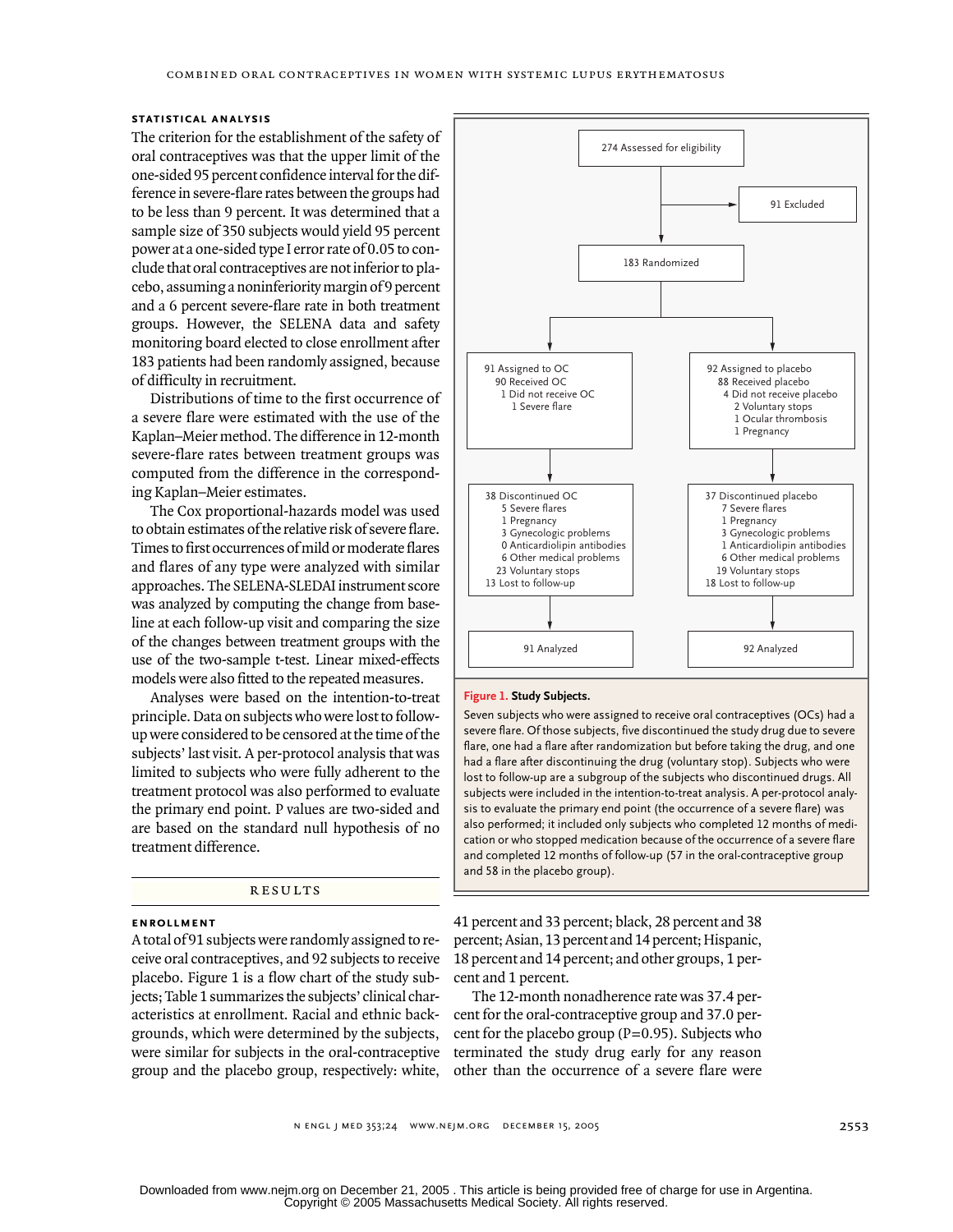### STATISTICAL ANALYSIS

The criterion for the establishment of the safety of oral contraceptives was that the upper limit of the one-sided 95 percent confidence interval for the difference in severe-flare rates between the groups had to be less than 9 percent. It was determined that a sample size of 350 subjects would yield 95 percent power at a one-sided type I error rate of 0.05 to conclude that oral contraceptives are not inferior to placebo, assuming a noninferiority margin of 9 percent and a 6 percent severe-flare rate in both treatment groups. However, the SELENA data and safety monitoring board elected to close enrollment after 183 patients had been randomly assigned, because of difficulty in recruitment.

Distributions of time to the first occurrence of a severe flare were estimated with the use of the Kaplan–Meier method. The difference in 12-month severe-flare rates between treatment groups was computed from the difference in the corresponding Kaplan–Meier estimates.

The Cox proportional-hazards model was used to obtain estimates of the relative risk of severe flare. Times to first occurrences of mild or moderate flares and flares of any type were analyzed with similar approaches. The SELENA-SLEDAI instrument score was analyzed by computing the change from baseline at each follow-up visit and comparing the size of the changes between treatment groups with the use of the two-sample t-test. Linear mixed-effects models were also fitted to the repeated measures.

Analyses were based on the intention-to-treat principle. Data on subjects who were lost to follow-up were considered to be censored at the time of the subjects' last visit. A per-protocol analysis that was limited to subjects who were fully adherent to the treatment protocol was also performed to evaluate the primary end point. P values are two-sided and are based on the standard null hypothesis of no treatment difference.

274 Assessed for eligibility

91 Excluded

183 Randomized

91 Assigned to OC
90 Received OC
1 Did not receive OC
1 Severe flare

92 Assigned to placebo
88 Received placebo
4 Did not receive placebo
2 Voluntary stops
1 Ocular thrombosis
1 Pregnancy

38 Discontinued OC
5 Severe flares
1 Pregnancy
3 Gynecologic problems
0 Anticardiolipin antibodies
6 Other medical problems
23 Voluntary stops
13 Lost to follow-up

37 Discontinued placebo
7 Severe flares
1 Pregnancy
3 Gynecologic problems
1 Anticardiolipin antibodies
6 Other medical problems
19 Voluntary stops
18 Lost to follow-up

91 Analyzed

92 Analyzed

**Figure 1. Study Subjects.**

Seven subjects who were assigned to receive oral contraceptives (OCs) had a severe flare. Of those subjects, five discontinued the study drug due to severe flare, one had a flare after randomization but before taking the drug, and one had a flare after discontinuing the drug (voluntary stop). Subjects who were lost to follow-up are a subgroup of the subjects who discontinued drugs. All subjects were included in the intention-to-treat analysis. A per-protocol analysis to evaluate the primary end point (the occurrence of a severe flare) was also performed; it included only subjects who completed 12 months of medication or who stopped medication because of the occurrence of a severe flare and completed 12 months of follow-up (57 in the oral-contraceptive group and 58 in the placebo group).

## RESULTS

### ENROLLMENT

A total of 91 subjects were randomly assigned to receive oral contraceptives, and 92 subjects to receive placebo. Figure 1 is a flow chart of the study subjects; Table 1 summarizes the subjects' clinical characteristics at enrollment. Racial and ethnic backgrounds, which were determined by the subjects, were similar for subjects in the oral-contraceptive group and the placebo group, respectively: white, 41 percent and 33 percent; black, 28 percent and 38 percent; Asian, 13 percent and 14 percent; Hispanic, 18 percent and 14 percent; and other groups, 1 percent and 1 percent.

The 12-month nonadherence rate was 37.4 percent for the oral-contraceptive group and 37.0 percent for the placebo group (P=0.95). Subjects who terminated the study drug early for any reason other than the occurrence of a severe flare were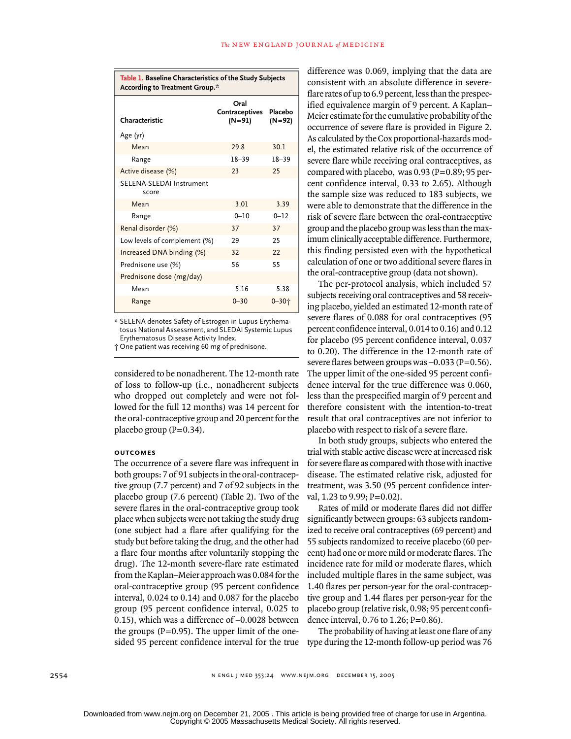**Table 1. Baseline Characteristics of the Study Subjects According to Treatment Group.***

| Characteristic | Oral Contraceptives (N=91) | Placebo (N=92) |
|---|---|---|
| Age (yr) | | |
| Mean | 29.8 | 30.1 |
| Range | 18–39 | 18–39 |
| Active disease (%) | 23 | 25 |
| SELENA-SLEDAI Instrument score | | |
| Mean | 3.01 | 3.39 |
| Range | 0–10 | 0–12 |
| Renal disorder (%) | 37 | 37 |
| Low levels of complement (%) | 29 | 25 |
| Increased DNA binding (%) | 32 | 22 |
| Prednisone use (%) | 56 | 55 |
| Prednisone dose (mg/day) | | |
| Mean | 5.16 | 5.38 |
| Range | 0–30 | 0–30† |

\* SELENA denotes Safety of Estrogen in Lupus Erythematosus National Assessment, and SLEDAI Systemic Lupus Erythematosus Disease Activity Index.
† One patient was receiving 60 mg of prednisone.

considered to be nonadherent. The 12-month rate of loss to follow-up (i.e., nonadherent subjects who dropped out completely and were not followed for the full 12 months) was 14 percent for the oral-contraceptive group and 20 percent for the placebo group (P=0.34).

### OUTCOMES

The occurrence of a severe flare was infrequent in both groups: 7 of 91 subjects in the oral-contraceptive group (7.7 percent) and 7 of 92 subjects in the placebo group (7.6 percent) (Table 2). Two of the severe flares in the oral-contraceptive group took place when subjects were not taking the study drug (one subject had a flare after qualifying for the study but before taking the drug, and the other had a flare four months after voluntarily stopping the drug). The 12-month severe-flare rate estimated from the Kaplan–Meier approach was 0.084 for the oral-contraceptive group (95 percent confidence interval, 0.024 to 0.14) and 0.087 for the placebo group (95 percent confidence interval, 0.025 to 0.15), which was a difference of –0.0028 between the groups (P=0.95). The upper limit of the one-sided 95 percent confidence interval for the true difference was 0.069, implying that the data are consistent with an absolute difference in severe-flare rates of up to 6.9 percent, less than the prespecified equivalence margin of 9 percent. A Kaplan–Meier estimate for the cumulative probability of the occurrence of severe flare is provided in Figure 2. As calculated by the Cox proportional-hazards model, the estimated relative risk of the occurrence of severe flare while receiving oral contraceptives, as compared with placebo, was 0.93 (P=0.89; 95 percent confidence interval, 0.33 to 2.65). Although the sample size was reduced to 183 subjects, we were able to demonstrate that the difference in the risk of severe flare between the oral-contraceptive group and the placebo group was less than the maximum clinically acceptable difference. Furthermore, this finding persisted even with the hypothetical calculation of one or two additional severe flares in the oral-contraceptive group (data not shown).

The per-protocol analysis, which included 57 subjects receiving oral contraceptives and 58 receiving placebo, yielded an estimated 12-month rate of severe flares of 0.088 for oral contraceptives (95 percent confidence interval, 0.014 to 0.16) and 0.12 for placebo (95 percent confidence interval, 0.037 to 0.20). The difference in the 12-month rate of severe flares between groups was –0.033 (P=0.56). The upper limit of the one-sided 95 percent confidence interval for the true difference was 0.060, less than the prespecified margin of 9 percent and therefore consistent with the intention-to-treat result that oral contraceptives are not inferior to placebo with respect to risk of a severe flare.

In both study groups, subjects who entered the trial with stable active disease were at increased risk for severe flare as compared with those with inactive disease. The estimated relative risk, adjusted for treatment, was 3.50 (95 percent confidence interval, 1.23 to 9.99; P=0.02).

Rates of mild or moderate flares did not differ significantly between groups: 63 subjects randomized to receive oral contraceptives (69 percent) and 55 subjects randomized to receive placebo (60 percent) had one or more mild or moderate flares. The incidence rate for mild or moderate flares, which included multiple flares in the same subject, was 1.40 flares per person-year for the oral-contraceptive group and 1.44 flares per person-year for the placebo group (relative risk, 0.98; 95 percent confidence interval, 0.76 to 1.26; P=0.86).

The probability of having at least one flare of any type during the 12-month follow-up period was 76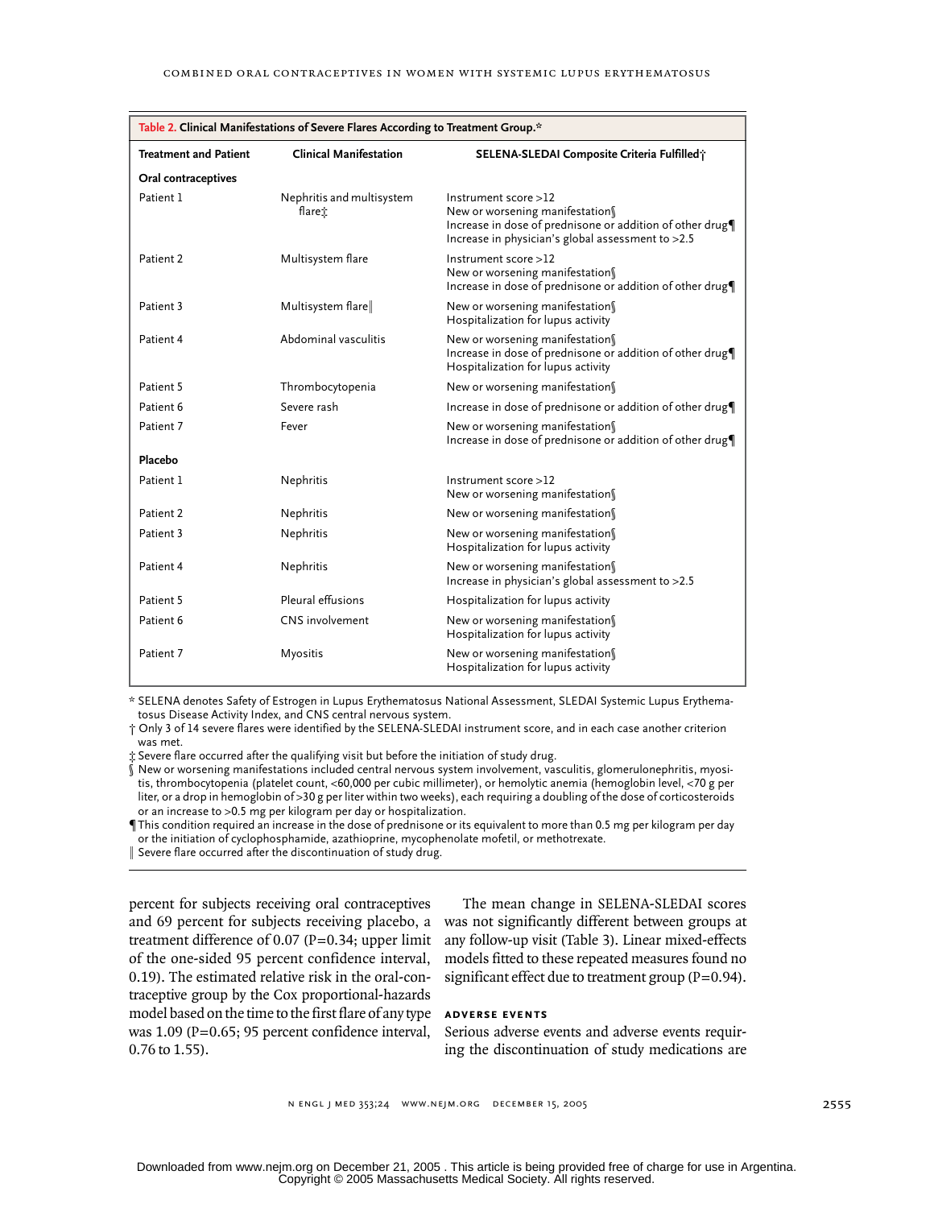**Table 2. Clinical Manifestations of Severe Flares According to Treatment Group.***

| Treatment and Patient | Clinical Manifestation | SELENA-SLEDAI Composite Criteria Fulfilled† |
|---|---|---|
| **Oral contraceptives** | | |
| Patient 1 | Nephritis and multisystem flare‡ | Instrument score >12<br>New or worsening manifestation§<br>Increase in dose of prednisone or addition of other drug¶<br>Increase in physician's global assessment to >2.5 |
| Patient 2 | Multisystem flare | Instrument score >12<br>New or worsening manifestation§<br>Increase in dose of prednisone or addition of other drug¶ |
| Patient 3 | Multisystem flare‖ | New or worsening manifestation§<br>Hospitalization for lupus activity |
| Patient 4 | Abdominal vasculitis | New or worsening manifestation§<br>Increase in dose of prednisone or addition of other drug¶<br>Hospitalization for lupus activity |
| Patient 5 | Thrombocytopenia | New or worsening manifestation§ |
| Patient 6 | Severe rash | Increase in dose of prednisone or addition of other drug¶ |
| Patient 7 | Fever | New or worsening manifestation§<br>Increase in dose of prednisone or addition of other drug¶ |
| **Placebo** | | |
| Patient 1 | Nephritis | Instrument score >12<br>New or worsening manifestation§ |
| Patient 2 | Nephritis | New or worsening manifestation§ |
| Patient 3 | Nephritis | New or worsening manifestation§<br>Hospitalization for lupus activity |
| Patient 4 | Nephritis | New or worsening manifestation§<br>Increase in physician's global assessment to >2.5 |
| Patient 5 | Pleural effusions | Hospitalization for lupus activity |
| Patient 6 | CNS involvement | New or worsening manifestation§<br>Hospitalization for lupus activity |
| Patient 7 | Myositis | New or worsening manifestation§<br>Hospitalization for lupus activity |

\* SELENA denotes Safety of Estrogen in Lupus Erythematosus National Assessment, SLEDAI Systemic Lupus Erythematosus Disease Activity Index, and CNS central nervous system.

† Only 3 of 14 severe flares were identified by the SELENA-SLEDAI instrument score, and in each case another criterion was met.

‡ Severe flare occurred after the qualifying visit but before the initiation of study drug.

§ New or worsening manifestations included central nervous system involvement, vasculitis, glomerulonephritis, myositis, thrombocytopenia (platelet count, <60,000 per cubic millimeter), or hemolytic anemia (hemoglobin level, <70 g per liter, or a drop in hemoglobin of >30 g per liter within two weeks), each requiring a doubling of the dose of corticosteroids or an increase to >0.5 mg per kilogram per day or hospitalization.

¶ This condition required an increase in the dose of prednisone or its equivalent to more than 0.5 mg per kilogram per day or the initiation of cyclophosphamide, azathioprine, mycophenolate mofetil, or methotrexate.

‖ Severe flare occurred after the discontinuation of study drug.

percent for subjects receiving oral contraceptives and 69 percent for subjects receiving placebo, a treatment difference of 0.07 (P=0.34; upper limit of the one-sided 95 percent confidence interval, 0.19). The estimated relative risk in the oral-contraceptive group by the Cox proportional-hazards model based on the time to the first flare of any type was 1.09 (P=0.65; 95 percent confidence interval, 0.76 to 1.55).

The mean change in SELENA-SLEDAI scores was not significantly different between groups at any follow-up visit (Table 3). Linear mixed-effects models fitted to these repeated measures found no significant effect due to treatment group (P=0.94).

### ADVERSE EVENTS

Serious adverse events and adverse events requiring the discontinuation of study medications are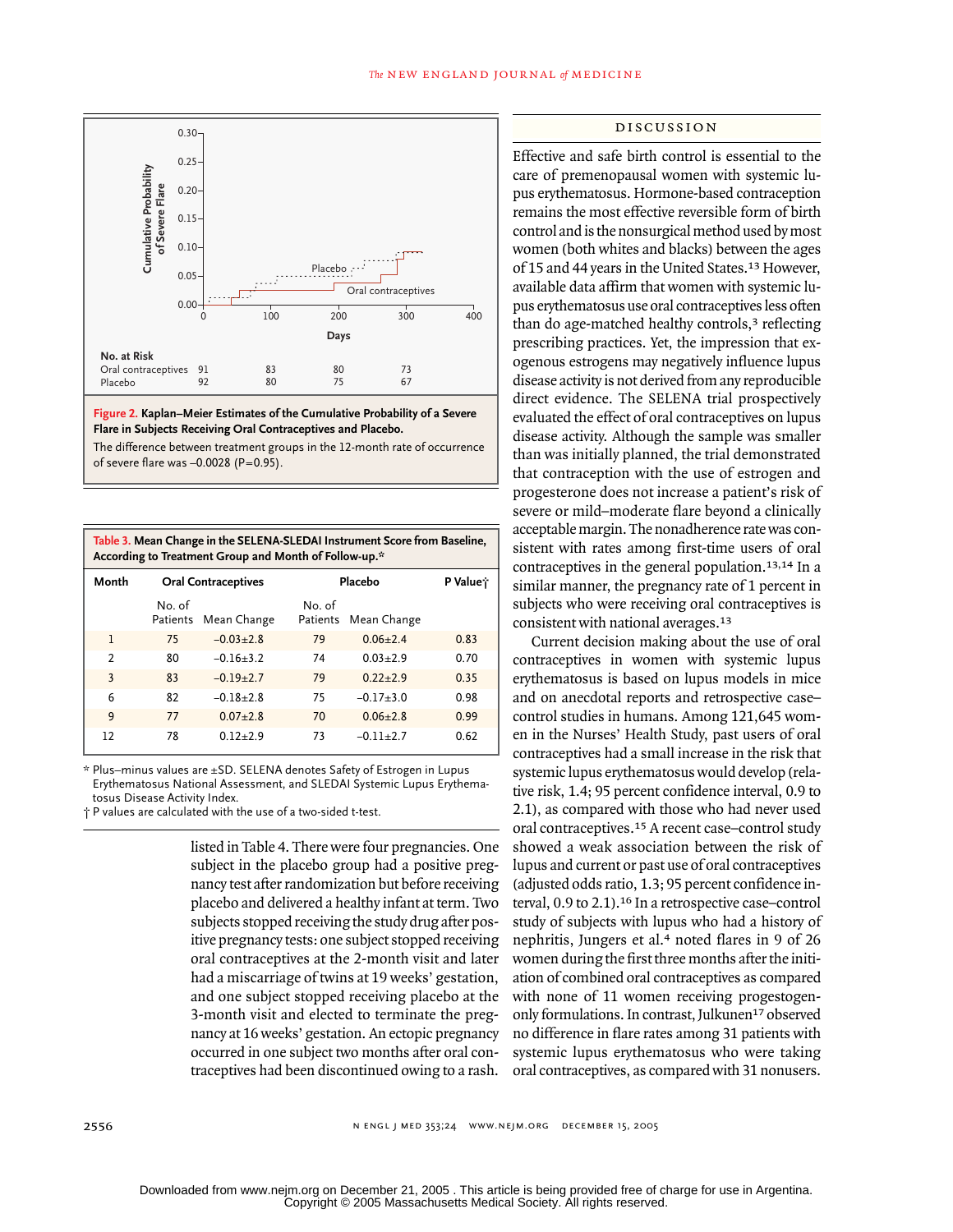Cumulative Probability of Severe Flare

0.30
0.25
0.20
0.15
0.10
0.05
0.00

0 100 200 300 400

Days

Placebo

Oral contraceptives

No. at Risk

Oral contraceptives 91 83 80 73

Placebo 92 80 75 67

**Figure 2. Kaplan–Meier Estimates of the Cumulative Probability of a Severe Flare in Subjects Receiving Oral Contraceptives and Placebo.**

The difference between treatment groups in the 12-month rate of occurrence of severe flare was –0.0028 (P=0.95).

**Table 3. Mean Change in the SELENA-SLEDAI Instrument Score from Baseline, According to Treatment Group and Month of Follow-up.***

| Month | Oral Contraceptives | | Placebo | | P Value† |
|---|---|---|---|---|---|
| | No. of Patients | Mean Change | No. of Patients | Mean Change | |
| 1 | 75 | −0.03±2.8 | 79 | 0.06±2.4 | 0.83 |
| 2 | 80 | −0.16±3.2 | 74 | 0.03±2.9 | 0.70 |
| 3 | 83 | −0.19±2.7 | 79 | 0.22±2.9 | 0.35 |
| 6 | 82 | −0.18±2.8 | 75 | −0.17±3.0 | 0.98 |
| 9 | 77 | 0.07±2.8 | 70 | 0.06±2.8 | 0.99 |
| 12 | 78 | 0.12±2.9 | 73 | −0.11±2.7 | 0.62 |

\* Plus–minus values are ±SD. SELENA denotes Safety of Estrogen in Lupus Erythematosus National Assessment, and SLEDAI Systemic Lupus Erythematosus Disease Activity Index.

† P values are calculated with the use of a two-sided t-test.

listed in Table 4. There were four pregnancies. One subject in the placebo group had a positive pregnancy test after randomization but before receiving placebo and delivered a healthy infant at term. Two subjects stopped receiving the study drug after positive pregnancy tests: one subject stopped receiving oral contraceptives at the 2-month visit and later had a miscarriage of twins at 19 weeks' gestation, and one subject stopped receiving placebo at the 3-month visit and elected to terminate the pregnancy at 16 weeks' gestation. An ectopic pregnancy occurred in one subject two months after oral contraceptives had been discontinued owing to a rash.

## DISCUSSION

Effective and safe birth control is essential to the care of premenopausal women with systemic lupus erythematosus. Hormone-based contraception remains the most effective reversible form of birth control and is the nonsurgical method used by most women (both whites and blacks) between the ages of 15 and 44 years in the United States.[13] However, available data affirm that women with systemic lupus erythematosus use oral contraceptives less often than do age-matched healthy controls,[3] reflecting prescribing practices. Yet, the impression that exogenous estrogens may negatively influence lupus disease activity is not derived from any reproducible direct evidence. The SELENA trial prospectively evaluated the effect of oral contraceptives on lupus disease activity. Although the sample was smaller than was initially planned, the trial demonstrated that contraception with the use of estrogen and progesterone does not increase a patient's risk of severe or mild–moderate flare beyond a clinically acceptable margin. The nonadherence rate was consistent with rates among first-time users of oral contraceptives in the general population.[13,14] In a similar manner, the pregnancy rate of 1 percent in subjects who were receiving oral contraceptives is consistent with national averages.[13]

Current decision making about the use of oral contraceptives in women with systemic lupus erythematosus is based on lupus models in mice and on anecdotal reports and retrospective case–control studies in humans. Among 121,645 women in the Nurses' Health Study, past users of oral contraceptives had a small increase in the risk that systemic lupus erythematosus would develop (relative risk, 1.4; 95 percent confidence interval, 0.9 to 2.1), as compared with those who had never used oral contraceptives.[15] A recent case–control study showed a weak association between the risk of lupus and current or past use of oral contraceptives (adjusted odds ratio, 1.3; 95 percent confidence interval, 0.9 to 2.1).[16] In a retrospective case–control study of subjects with lupus who had a history of nephritis, Jungers et al.[4] noted flares in 9 of 26 women during the first three months after the initiation of combined oral contraceptives as compared with none of 11 women receiving progestogen-only formulations. In contrast, Julkunen[17] observed no difference in flare rates among 31 patients with systemic lupus erythematosus who were taking oral contraceptives, as compared with 31 nonusers.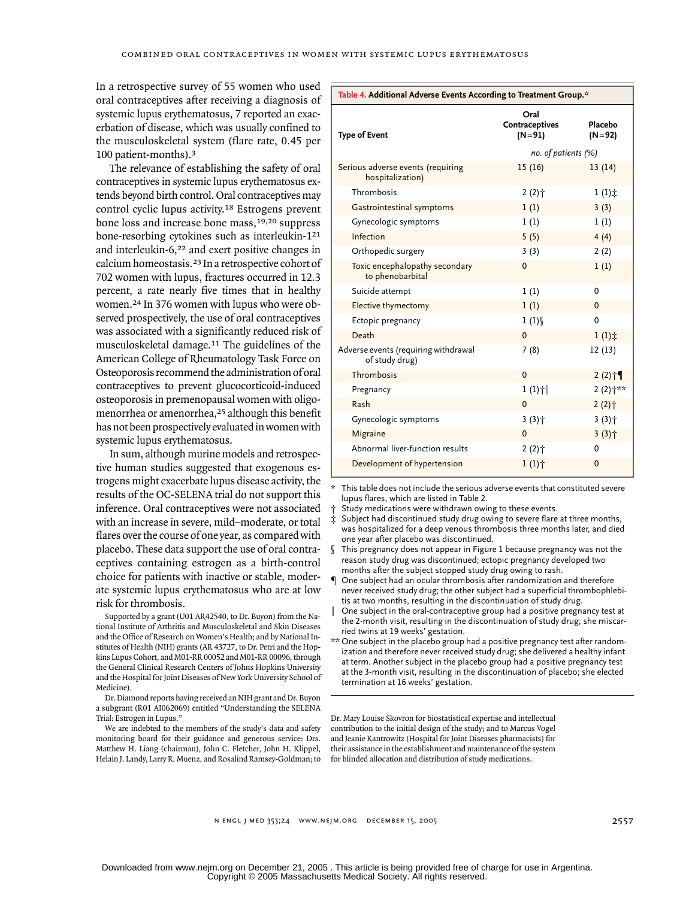In a retrospective survey of 55 women who used oral contraceptives after receiving a diagnosis of systemic lupus erythematosus, 7 reported an exacerbation of disease, which was usually confined to the musculoskeletal system (flare rate, 0.45 per 100 patient-months).[3]

The relevance of establishing the safety of oral contraceptives in systemic lupus erythematosus extends beyond birth control. Oral contraceptives may control cyclic lupus activity.[18] Estrogens prevent bone loss and increase bone mass,[19,20] suppress bone-resorbing cytokines such as interleukin-1[21] and interleukin-6,[22] and exert positive changes in calcium homeostasis.[23] In a retrospective cohort of 702 women with lupus, fractures occurred in 12.3 percent, a rate nearly five times that in healthy women.[24] In 376 women with lupus who were observed prospectively, the use of oral contraceptives was associated with a significantly reduced risk of musculoskeletal damage.[11] The guidelines of the American College of Rheumatology Task Force on Osteoporosis recommend the administration of oral contraceptives to prevent glucocorticoid-induced osteoporosis in premenopausal women with oligomenorrhea or amenorrhea,[25] although this benefit has not been prospectively evaluated in women with systemic lupus erythematosus.

In sum, although murine models and retrospective human studies suggested that exogenous estrogens might exacerbate lupus disease activity, the results of the OC-SELENA trial do not support this inference. Oral contraceptives were not associated with an increase in severe, mild–moderate, or total flares over the course of one year, as compared with placebo. These data support the use of oral contraceptives containing estrogen as a birth-control choice for patients with inactive or stable, moderate systemic lupus erythematosus who are at low risk for thrombosis.

**Table 4. Additional Adverse Events According to Treatment Group.***

| Type of Event | Oral Contraceptives (N=91) | Placebo (N=92) |
|---|---|---|
| | *no. of patients (%)* | |
| Serious adverse events (requiring hospitalization) | 15 (16) | 13 (14) |
| Thrombosis | 2 (2)† | 1 (1)‡ |
| Gastrointestinal symptoms | 1 (1) | 3 (3) |
| Gynecologic symptoms | 1 (1) | 1 (1) |
| Infection | 5 (5) | 4 (4) |
| Orthopedic surgery | 3 (3) | 2 (2) |
| Toxic encephalopathy secondary to phenobarbital | 0 | 1 (1) |
| Suicide attempt | 1 (1) | 0 |
| Elective thymectomy | 1 (1) | 0 |
| Ectopic pregnancy | 1 (1)§ | 0 |
| Death | 0 | 1 (1)‡ |
| Adverse events (requiring withdrawal of study drug) | 7 (8) | 12 (13) |
| Thrombosis | 0 | 2 (2)†¶ |
| Pregnancy | 1 (1)†‖ | 2 (2)†** |
| Rash | 0 | 2 (2)† |
| Gynecologic symptoms | 3 (3)† | 3 (3)† |
| Migraine | 0 | 3 (3)† |
| Abnormal liver-function results | 2 (2)† | 0 |
| Development of hypertension | 1 (1)† | 0 |

\* This table does not include the serious adverse events that constituted severe lupus flares, which are listed in Table 2.

† Study medications were withdrawn owing to these events.

‡ Subject had discontinued study drug owing to severe flare at three months, was hospitalized for a deep venous thrombosis three months later, and died one year after placebo was discontinued.

§ This pregnancy does not appear in Figure 1 because pregnancy was not the reason study drug was discontinued; ectopic pregnancy developed two months after the subject stopped study drug owing to rash.

¶ One subject had an ocular thrombosis after randomization and therefore never received study drug; the other subject had a superficial thrombophlebitis at two months, resulting in the discontinuation of study drug.

‖ One subject in the oral-contraceptive group had a positive pregnancy test at the 2-month visit, resulting in the discontinuation of study drug; she miscarried twins at 19 weeks' gestation.

** One subject in the placebo group had a positive pregnancy test after randomization and therefore never received study drug; she delivered a healthy infant at term. Another subject in the placebo group had a positive pregnancy test at the 3-month visit, resulting in the discontinuation of placebo; she elected termination at 16 weeks' gestation.

Supported by a grant (U01 AR42540, to Dr. Buyon) from the National Institute of Arthritis and Musculoskeletal and Skin Diseases and the Office of Research on Women's Health; and by National Institutes of Health (NIH) grants (AR 43727, to Dr. Petri and the Hopkins Lupus Cohort, and M01-RR 00052 and M01-RR 00096, through the General Clinical Research Centers of Johns Hopkins University and the Hospital for Joint Diseases of New York University School of Medicine).

Dr. Diamond reports having received an NIH grant and Dr. Buyon a subgrant (R01 AI062069) entitled "Understanding the SELENA Trial: Estrogen in Lupus."

We are indebted to the members of the study's data and safety monitoring board for their guidance and generous service: Drs. Matthew H. Liang (chairman), John C. Fletcher, John H. Klippel, Helain J. Landy, Larry R. Muenz, and Rosalind Ramsey-Goldman; to Dr. Mary Louise Skovron for biostatistical expertise and intellectual contribution to the initial design of the study; and to Marcus Vogel and Jeanie Kantrowitz (Hospital for Joint Diseases pharmacists) for their assistance in the establishment and maintenance of the system for blinded allocation and distribution of study medications.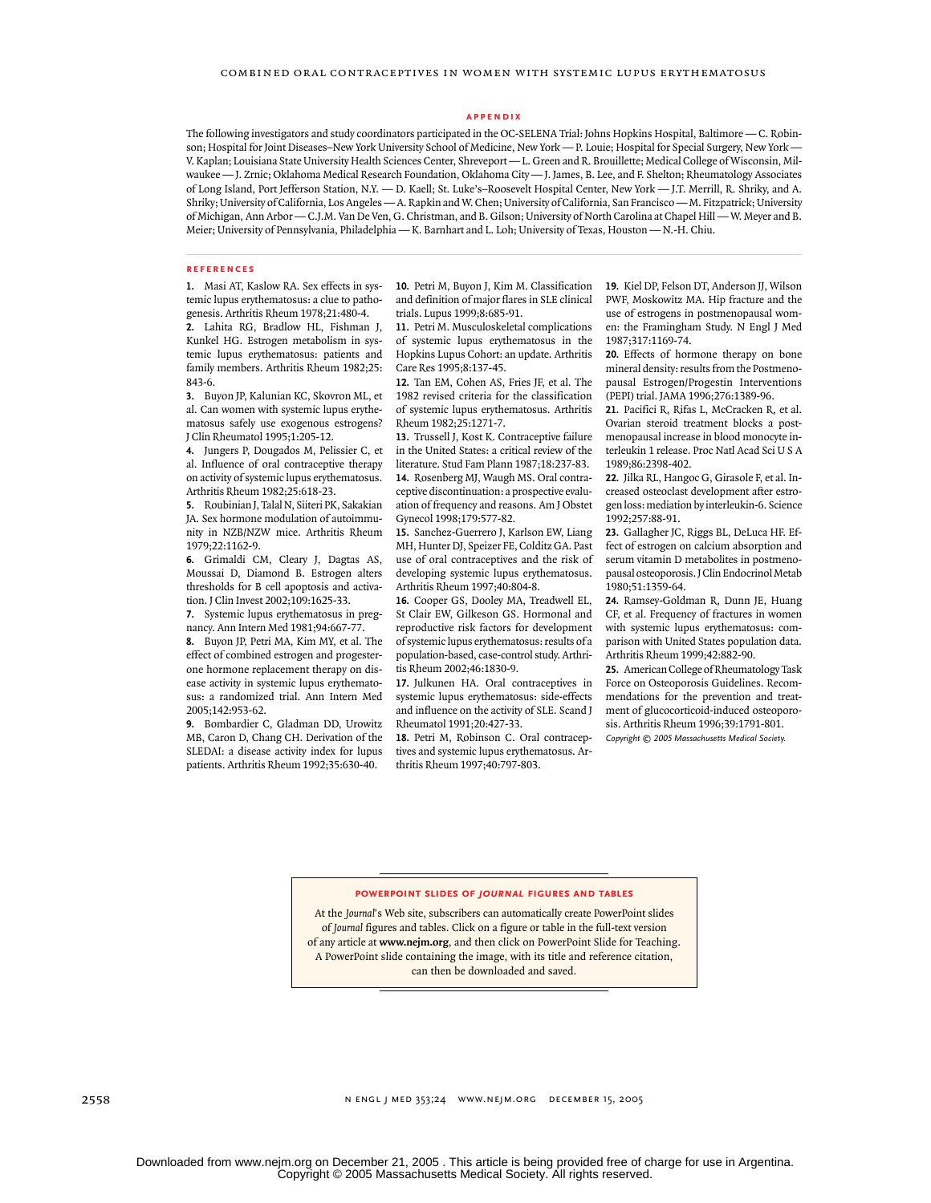## APPENDIX

The following investigators and study coordinators participated in the OC-SELENA Trial: Johns Hopkins Hospital, Baltimore — C. Robinson; Hospital for Joint Diseases–New York University School of Medicine, New York — P. Louie; Hospital for Special Surgery, New York — V. Kaplan; Louisiana State University Health Sciences Center, Shreveport — L. Green and R. Brouillette; Medical College of Wisconsin, Milwaukee — J. Zrnic; Oklahoma Medical Research Foundation, Oklahoma City — J. James, B. Lee, and F. Shelton; Rheumatology Associates of Long Island, Port Jefferson Station, N.Y. — D. Kaell; St. Luke's–Roosevelt Hospital Center, New York — J.T. Merrill, R. Shriky, and A. Shriky; University of California, Los Angeles — A. Rapkin and W. Chen; University of California, San Francisco — M. Fitzpatrick; University of Michigan, Ann Arbor — C.J.M. Van De Ven, G. Christman, and B. Gilson; University of North Carolina at Chapel Hill — W. Meyer and B. Meier; University of Pennsylvania, Philadelphia — K. Barnhart and L. Loh; University of Texas, Houston — N.-H. Chiu.

## REFERENCES

1. Masi AT, Kaslow RA. Sex effects in systemic lupus erythematosus: a clue to pathogenesis. Arthritis Rheum 1978;21:480-4.
2. Lahita RG, Bradlow HL, Fishman J, Kunkel HG. Estrogen metabolism in systemic lupus erythematosus: patients and family members. Arthritis Rheum 1982;25:843-6.
3. Buyon JP, Kalunian KC, Skovron ML, et al. Can women with systemic lupus erythematosus safely use exogenous estrogens? J Clin Rheumatol 1995;1:205-12.
4. Jungers P, Dougados M, Pelissier C, et al. Influence of oral contraceptive therapy on activity of systemic lupus erythematosus. Arthritis Rheum 1982;25:618-23.
5. Roubinian J, Talal N, Siiteri PK, Sakakian JA. Sex hormone modulation of autoimmunity in NZB/NZW mice. Arthritis Rheum 1979;22:1162-9.
6. Grimaldi CM, Cleary J, Dagtas AS, Moussai D, Diamond B. Estrogen alters thresholds for B cell apoptosis and activation. J Clin Invest 2002;109:1625-33.
7. Systemic lupus erythematosus in pregnancy. Ann Intern Med 1981;94:667-77.
8. Buyon JP, Petri MA, Kim MY, et al. The effect of combined estrogen and progesterone hormone replacement therapy on disease activity in systemic lupus erythematosus: a randomized trial. Ann Intern Med 2005;142:953-62.
9. Bombardier C, Gladman DD, Urowitz MB, Caron D, Chang CH. Derivation of the SLEDAI: a disease activity index for lupus patients. Arthritis Rheum 1992;35:630-40.
10. Petri M, Buyon J, Kim M. Classification and definition of major flares in SLE clinical trials. Lupus 1999;8:685-91.
11. Petri M. Musculoskeletal complications of systemic lupus erythematosus in the Hopkins Lupus Cohort: an update. Arthritis Care Res 1995;8:137-45.
12. Tan EM, Cohen AS, Fries JF, et al. The 1982 revised criteria for the classification of systemic lupus erythematosus. Arthritis Rheum 1982;25:1271-7.
13. Trussell J, Kost K. Contraceptive failure in the United States: a critical review of the literature. Stud Fam Plann 1987;18:237-83.
14. Rosenberg MJ, Waugh MS. Oral contraceptive discontinuation: a prospective evaluation of frequency and reasons. Am J Obstet Gynecol 1998;179:577-82.
15. Sanchez-Guerrero J, Karlson EW, Liang MH, Hunter DJ, Speizer FE, Colditz GA. Past use of oral contraceptives and the risk of developing systemic lupus erythematosus. Arthritis Rheum 1997;40:804-8.
16. Cooper GS, Dooley MA, Treadwell EL, St Clair EW, Gilkeson GS. Hormonal and reproductive risk factors for development of systemic lupus erythematosus: results of a population-based, case-control study. Arthritis Rheum 2002;46:1830-9.
17. Julkunen HA. Oral contraceptives in systemic lupus erythematosus: side-effects and influence on the activity of SLE. Scand J Rheumatol 1991;20:427-33.
18. Petri M, Robinson C. Oral contraceptives and systemic lupus erythematosus. Arthritis Rheum 1997;40:797-803.
19. Kiel DP, Felson DT, Anderson JJ, Wilson PWF, Moskowitz MA. Hip fracture and the use of estrogens in postmenopausal women: the Framingham Study. N Engl J Med 1987;317:1169-74.
20. Effects of hormone therapy on bone mineral density: results from the Postmenopausal Estrogen/Progestin Interventions (PEPI) trial. JAMA 1996;276:1389-96.
21. Pacifici R, Rifas L, McCracken R, et al. Ovarian steroid treatment blocks a postmenopausal increase in blood monocyte interleukin 1 release. Proc Natl Acad Sci U S A 1989;86:2398-402.
22. Jilka RL, Hangoc G, Girasole F, et al. Increased osteoclast development after estrogen loss: mediation by interleukin-6. Science 1992;257:88-91.
23. Gallagher JC, Riggs BL, DeLuca HF. Effect of estrogen on calcium absorption and serum vitamin D metabolites in postmenopausal osteoporosis. J Clin Endocrinol Metab 1980;51:1359-64.
24. Ramsey-Goldman R, Dunn JE, Huang CF, et al. Frequency of fractures in women with systemic lupus erythematosus: comparison with United States population data. Arthritis Rheum 1999;42:882-90.
25. American College of Rheumatology Task Force on Osteoporosis Guidelines. Recommendations for the prevention and treatment of glucocorticoid-induced osteoporosis. Arthritis Rheum 1996;39:1791-801.

*Copyright © 2005 Massachusetts Medical Society.*

### POWERPOINT SLIDES OF *JOURNAL* FIGURES AND TABLES

At the *Journal*'s Web site, subscribers can automatically create PowerPoint slides of *Journal* figures and tables. Click on a figure or table in the full-text version of any article at **www.nejm.org**, and then click on PowerPoint Slide for Teaching. A PowerPoint slide containing the image, with its title and reference citation, can then be downloaded and saved.